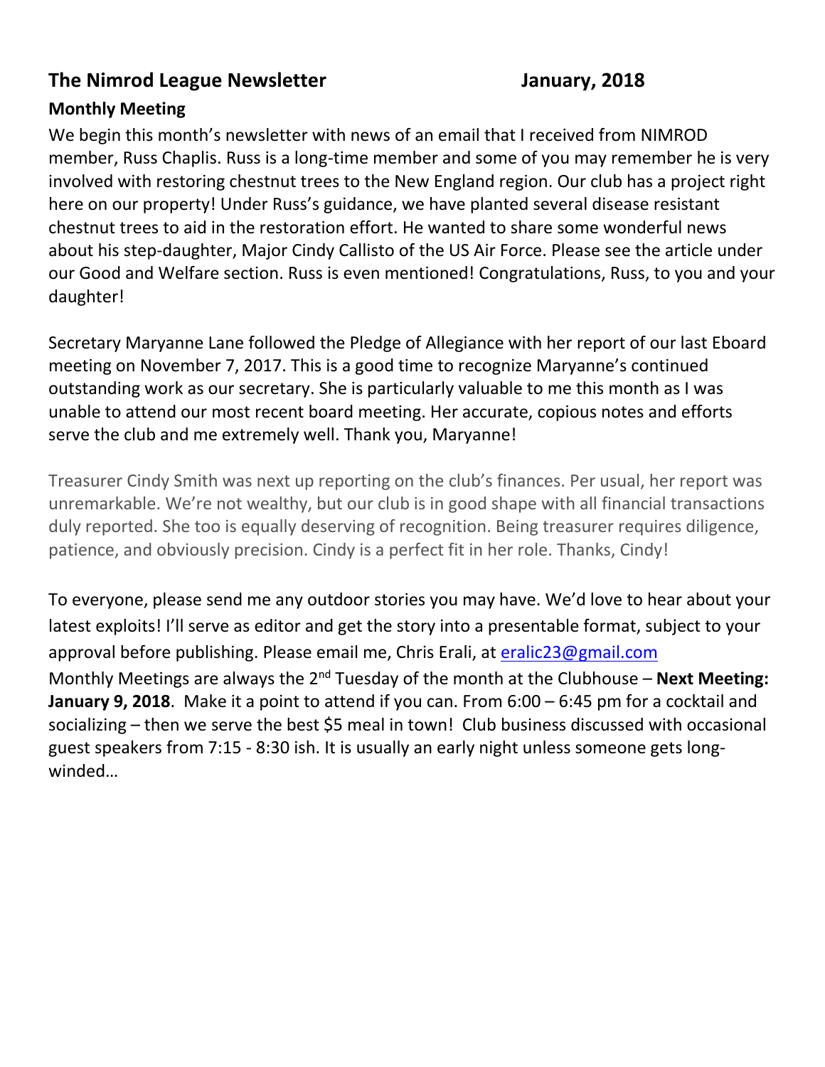## The Nimrod League Newsletter January, 2018

### Monthly Meeting

We begin this month's newsletter with news of an email that I received from NIMROD member, Russ Chaplis. Russ is a long-time member and some of you may remember he is very involved with restoring chestnut trees to the New England region. Our club has a project right here on our property! Under Russ's guidance, we have planted several disease resistant chestnut trees to aid in the restoration effort. He wanted to share some wonderful news about his step-daughter, Major Cindy Callisto of the US Air Force. Please see the article under our Good and Welfare section. Russ is even mentioned! Congratulations, Russ, to you and your daughter!

Secretary Maryanne Lane followed the Pledge of Allegiance with her report of our last Eboard meeting on November 7, 2017. This is a good time to recognize Maryanne's continued outstanding work as our secretary. She is particularly valuable to me this month as I was unable to attend our most recent board meeting. Her accurate, copious notes and efforts serve the club and me extremely well. Thank you, Maryanne!

Treasurer Cindy Smith was next up reporting on the club's finances. Per usual, her report was unremarkable. We're not wealthy, but our club is in good shape with all financial transactions duly reported. She too is equally deserving of recognition. Being treasurer requires diligence, patience, and obviously precision. Cindy is a perfect fit in her role. Thanks, Cindy!

To everyone, please send me any outdoor stories you may have. We'd love to hear about your latest exploits! I'll serve as editor and get the story into a presentable format, subject to your approval before publishing. Please email me, Chris Erali, at eralic23@gmail.com

Monthly Meetings are always the 2nd Tuesday of the month at the Clubhouse – **Next Meeting: January 9, 2018**. Make it a point to attend if you can. From 6:00 – 6:45 pm for a cocktail and socializing – then we serve the best $5 meal in town! Club business discussed with occasional guest speakers from 7:15 - 8:30 ish. It is usually an early night unless someone gets long-winded…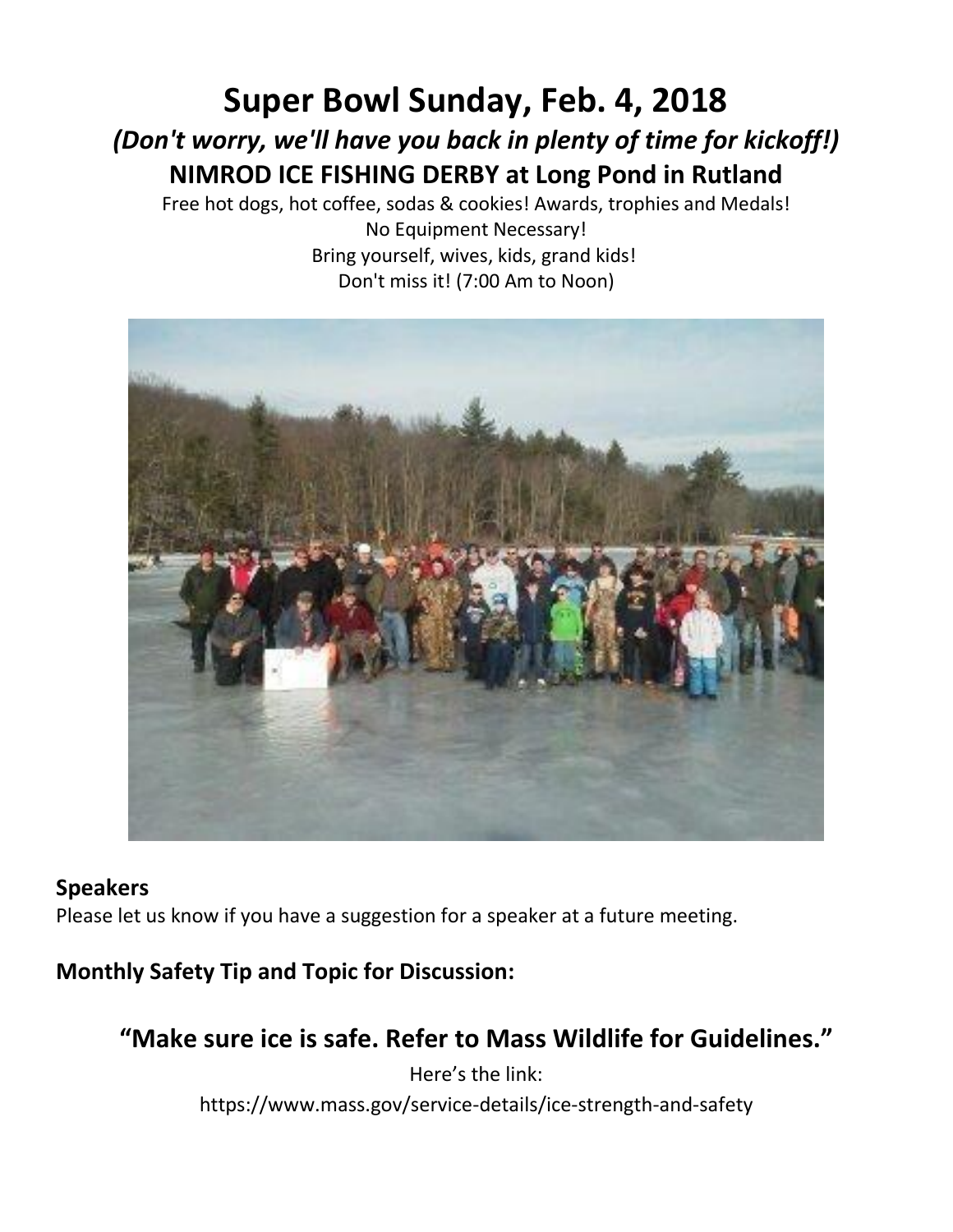# Super Bowl Sunday, Feb. 4, 2018

### *(Don't worry, we'll have you back in plenty of time for kickoff!)*

### NIMROD ICE FISHING DERBY at Long Pond in Rutland

Free hot dogs, hot coffee, sodas & cookies! Awards, trophies and Medals!
No Equipment Necessary!
Bring yourself, wives, kids, grand kids!
Don't miss it! (7:00 Am to Noon)

**Speakers**

Please let us know if you have a suggestion for a speaker at a future meeting.

**Monthly Safety Tip and Topic for Discussion:**

## "Make sure ice is safe. Refer to Mass Wildlife for Guidelines."

Here's the link:
https://www.mass.gov/service-details/ice-strength-and-safety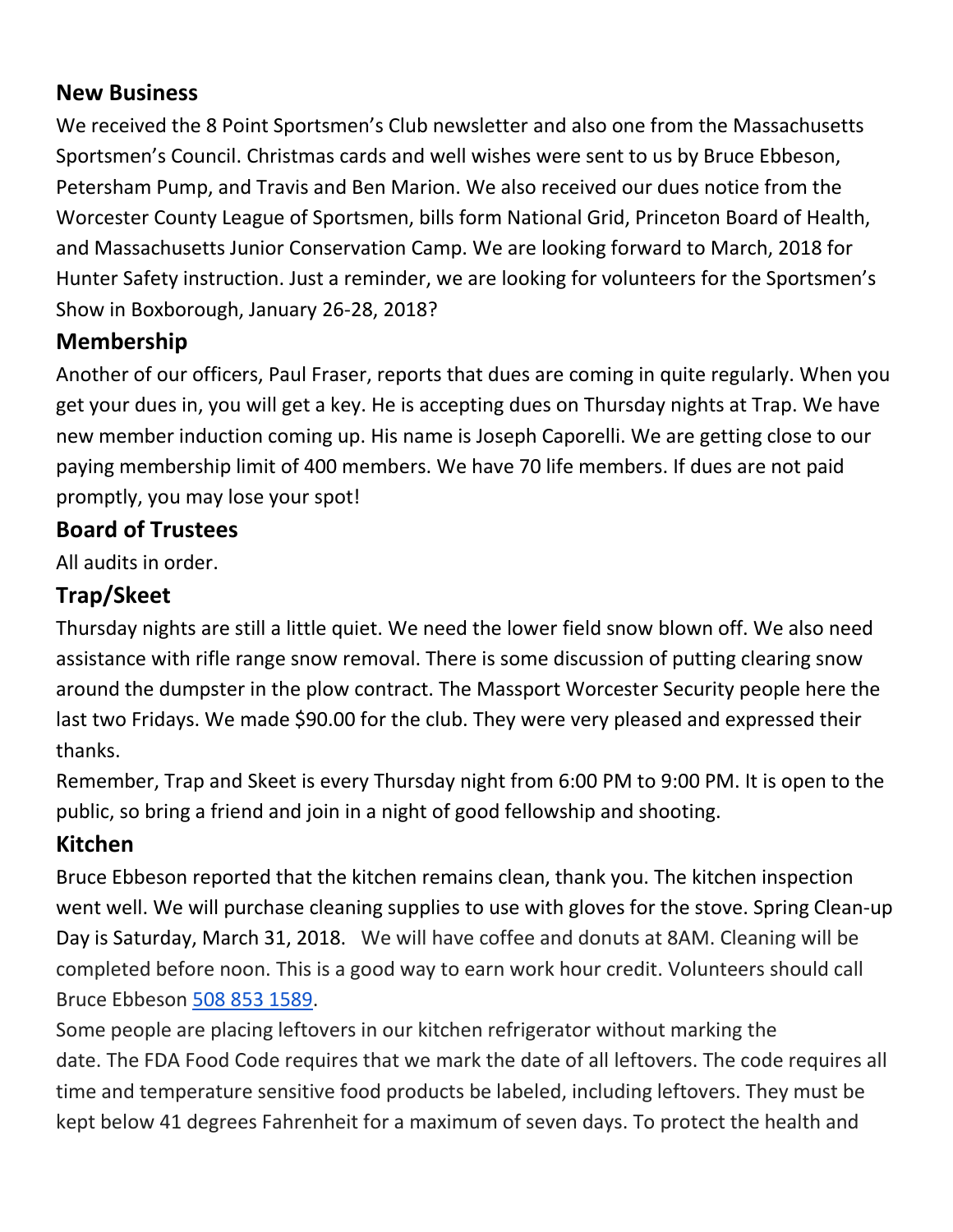## New Business

We received the 8 Point Sportsmen's Club newsletter and also one from the Massachusetts Sportsmen's Council. Christmas cards and well wishes were sent to us by Bruce Ebbeson, Petersham Pump, and Travis and Ben Marion. We also received our dues notice from the Worcester County League of Sportsmen, bills form National Grid, Princeton Board of Health, and Massachusetts Junior Conservation Camp. We are looking forward to March, 2018 for Hunter Safety instruction. Just a reminder, we are looking for volunteers for the Sportsmen's Show in Boxborough, January 26-28, 2018?

## Membership

Another of our officers, Paul Fraser, reports that dues are coming in quite regularly. When you get your dues in, you will get a key. He is accepting dues on Thursday nights at Trap. We have new member induction coming up. His name is Joseph Caporelli. We are getting close to our paying membership limit of 400 members. We have 70 life members. If dues are not paid promptly, you may lose your spot!

## Board of Trustees

All audits in order.

## Trap/Skeet

Thursday nights are still a little quiet. We need the lower field snow blown off. We also need assistance with rifle range snow removal. There is some discussion of putting clearing snow around the dumpster in the plow contract. The Massport Worcester Security people here the last two Fridays. We made $90.00 for the club. They were very pleased and expressed their thanks.

Remember, Trap and Skeet is every Thursday night from 6:00 PM to 9:00 PM. It is open to the public, so bring a friend and join in a night of good fellowship and shooting.

## Kitchen

Bruce Ebbeson reported that the kitchen remains clean, thank you. The kitchen inspection went well. We will purchase cleaning supplies to use with gloves for the stove. Spring Clean-up Day is Saturday, March 31, 2018. We will have coffee and donuts at 8AM. Cleaning will be completed before noon. This is a good way to earn work hour credit. Volunteers should call Bruce Ebbeson [508 853 1589](tel:5088531589).

Some people are placing leftovers in our kitchen refrigerator without marking the date. The FDA Food Code requires that we mark the date of all leftovers. The code requires all time and temperature sensitive food products be labeled, including leftovers. They must be kept below 41 degrees Fahrenheit for a maximum of seven days. To protect the health and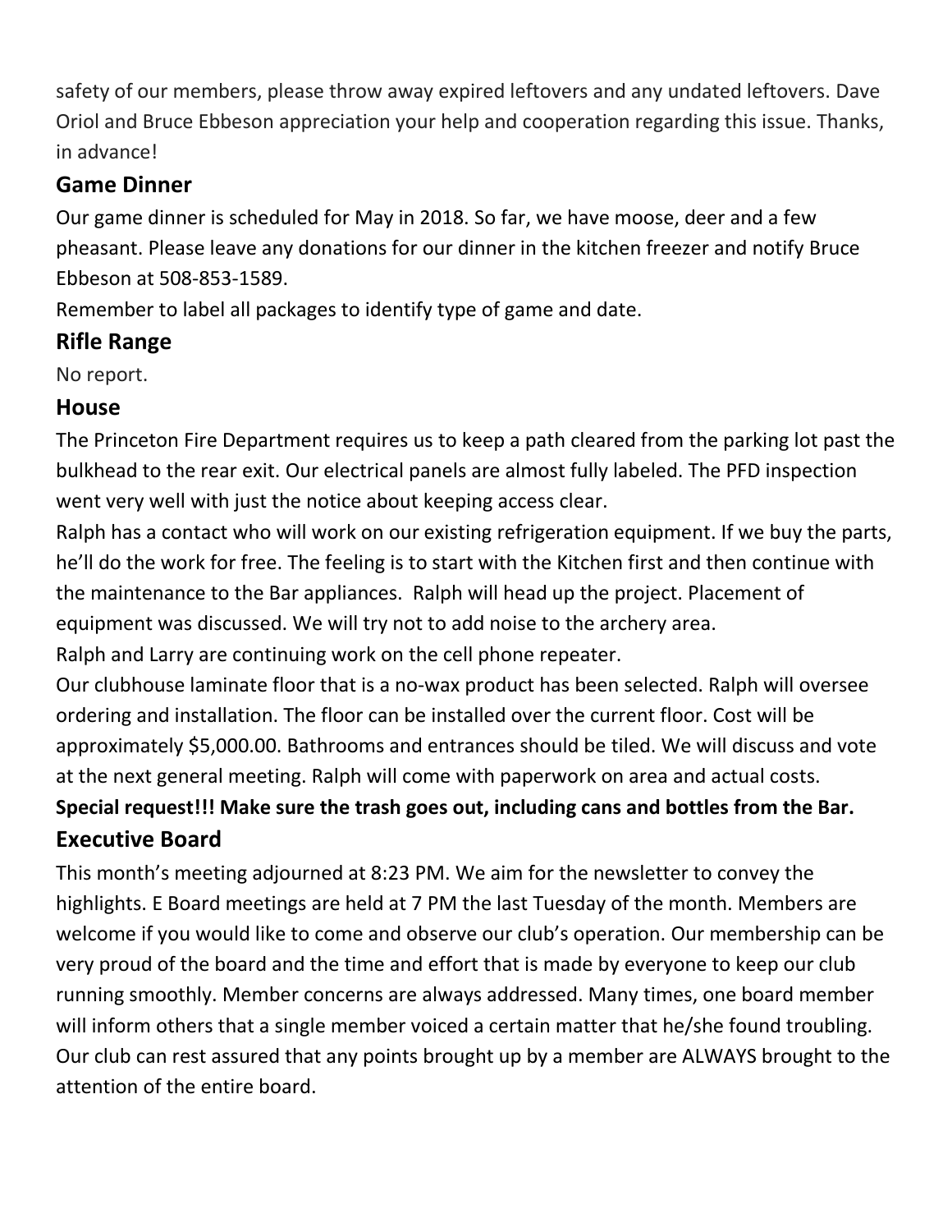safety of our members, please throw away expired leftovers and any undated leftovers. Dave Oriol and Bruce Ebbeson appreciation your help and cooperation regarding this issue. Thanks, in advance!

## Game Dinner

Our game dinner is scheduled for May in 2018. So far, we have moose, deer and a few pheasant. Please leave any donations for our dinner in the kitchen freezer and notify Bruce Ebbeson at 508-853-1589.

Remember to label all packages to identify type of game and date.

## Rifle Range

No report.

## House

The Princeton Fire Department requires us to keep a path cleared from the parking lot past the bulkhead to the rear exit. Our electrical panels are almost fully labeled. The PFD inspection went very well with just the notice about keeping access clear.

Ralph has a contact who will work on our existing refrigeration equipment. If we buy the parts, he'll do the work for free. The feeling is to start with the Kitchen first and then continue with the maintenance to the Bar appliances. Ralph will head up the project. Placement of equipment was discussed. We will try not to add noise to the archery area.

Ralph and Larry are continuing work on the cell phone repeater.

Our clubhouse laminate floor that is a no-wax product has been selected. Ralph will oversee ordering and installation. The floor can be installed over the current floor. Cost will be approximately $5,000.00. Bathrooms and entrances should be tiled. We will discuss and vote at the next general meeting. Ralph will come with paperwork on area and actual costs.

**Special request!!! Make sure the trash goes out, including cans and bottles from the Bar.**

## Executive Board

This month's meeting adjourned at 8:23 PM. We aim for the newsletter to convey the highlights. E Board meetings are held at 7 PM the last Tuesday of the month. Members are welcome if you would like to come and observe our club's operation. Our membership can be very proud of the board and the time and effort that is made by everyone to keep our club running smoothly. Member concerns are always addressed. Many times, one board member will inform others that a single member voiced a certain matter that he/she found troubling. Our club can rest assured that any points brought up by a member are ALWAYS brought to the attention of the entire board.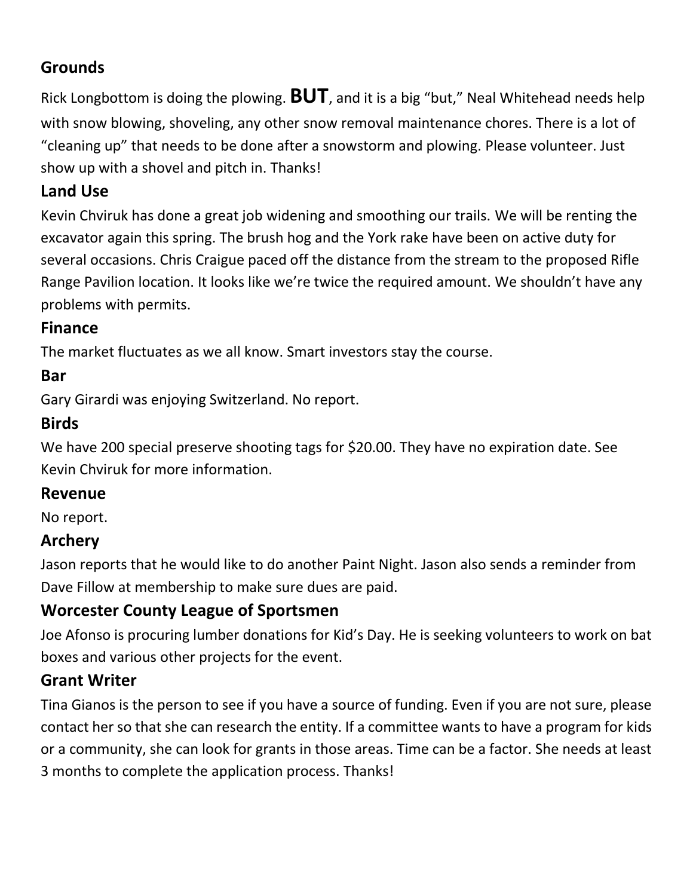## Grounds

Rick Longbottom is doing the plowing. **BUT**, and it is a big "but," Neal Whitehead needs help with snow blowing, shoveling, any other snow removal maintenance chores. There is a lot of "cleaning up" that needs to be done after a snowstorm and plowing. Please volunteer. Just show up with a shovel and pitch in. Thanks!

## Land Use

Kevin Chviruk has done a great job widening and smoothing our trails. We will be renting the excavator again this spring. The brush hog and the York rake have been on active duty for several occasions. Chris Craigue paced off the distance from the stream to the proposed Rifle Range Pavilion location. It looks like we're twice the required amount. We shouldn't have any problems with permits.

## Finance

The market fluctuates as we all know. Smart investors stay the course.

## Bar

Gary Girardi was enjoying Switzerland. No report.

## Birds

We have 200 special preserve shooting tags for $20.00. They have no expiration date. See Kevin Chviruk for more information.

## Revenue

No report.

## Archery

Jason reports that he would like to do another Paint Night. Jason also sends a reminder from Dave Fillow at membership to make sure dues are paid.

## Worcester County League of Sportsmen

Joe Afonso is procuring lumber donations for Kid's Day. He is seeking volunteers to work on bat boxes and various other projects for the event.

## Grant Writer

Tina Gianos is the person to see if you have a source of funding. Even if you are not sure, please contact her so that she can research the entity. If a committee wants to have a program for kids or a community, she can look for grants in those areas. Time can be a factor. She needs at least 3 months to complete the application process. Thanks!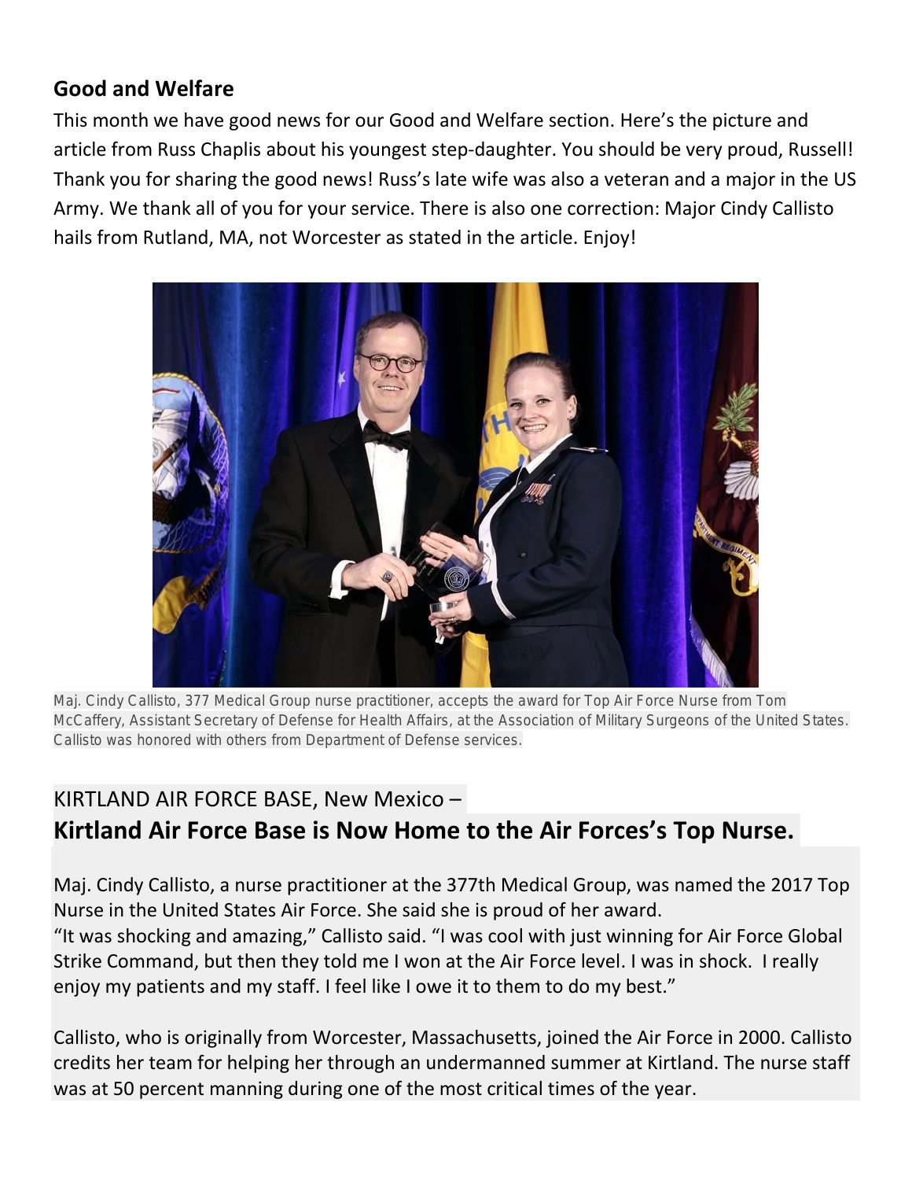## Good and Welfare

This month we have good news for our Good and Welfare section. Here's the picture and article from Russ Chaplis about his youngest step-daughter. You should be very proud, Russell! Thank you for sharing the good news! Russ's late wife was also a veteran and a major in the US Army. We thank all of you for your service. There is also one correction: Major Cindy Callisto hails from Rutland, MA, not Worcester as stated in the article. Enjoy!

Maj. Cindy Callisto, 377 Medical Group nurse practitioner, accepts the award for Top Air Force Nurse from Tom McCaffery, Assistant Secretary of Defense for Health Affairs, at the Association of Military Surgeons of the United States. Callisto was honored with others from Department of Defense services.

KIRTLAND AIR FORCE BASE, New Mexico –

## Kirtland Air Force Base is Now Home to the Air Forces's Top Nurse.

Maj. Cindy Callisto, a nurse practitioner at the 377th Medical Group, was named the 2017 Top Nurse in the United States Air Force. She said she is proud of her award.

"It was shocking and amazing," Callisto said. "I was cool with just winning for Air Force Global Strike Command, but then they told me I won at the Air Force level. I was in shock. I really enjoy my patients and my staff. I feel like I owe it to them to do my best."

Callisto, who is originally from Worcester, Massachusetts, joined the Air Force in 2000. Callisto credits her team for helping her through an undermanned summer at Kirtland. The nurse staff was at 50 percent manning during one of the most critical times of the year.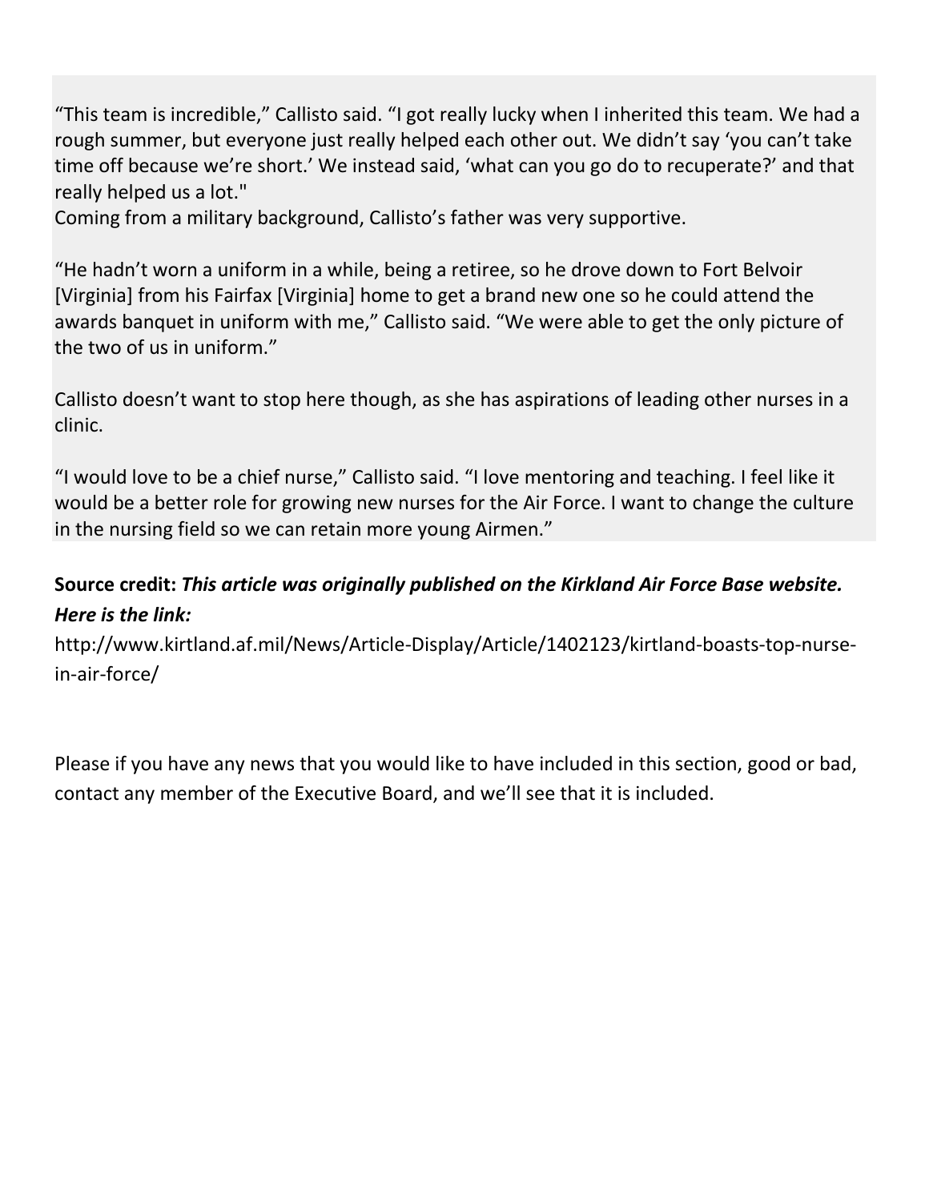“This team is incredible,” Callisto said. “I got really lucky when I inherited this team. We had a rough summer, but everyone just really helped each other out. We didn’t say ‘you can’t take time off because we’re short.’ We instead said, ‘what can you go do to recuperate?’ and that really helped us a lot."

Coming from a military background, Callisto’s father was very supportive.

“He hadn’t worn a uniform in a while, being a retiree, so he drove down to Fort Belvoir [Virginia] from his Fairfax [Virginia] home to get a brand new one so he could attend the awards banquet in uniform with me,” Callisto said. “We were able to get the only picture of the two of us in uniform.”

Callisto doesn’t want to stop here though, as she has aspirations of leading other nurses in a clinic.

“I would love to be a chief nurse,” Callisto said. “I love mentoring and teaching. I feel like it would be a better role for growing new nurses for the Air Force. I want to change the culture in the nursing field so we can retain more young Airmen.”

**Source credit:** ***This article was originally published on the Kirkland Air Force Base website. Here is the link:***

http://www.kirtland.af.mil/News/Article-Display/Article/1402123/kirtland-boasts-top-nurse-in-air-force/

Please if you have any news that you would like to have included in this section, good or bad, contact any member of the Executive Board, and we’ll see that it is included.